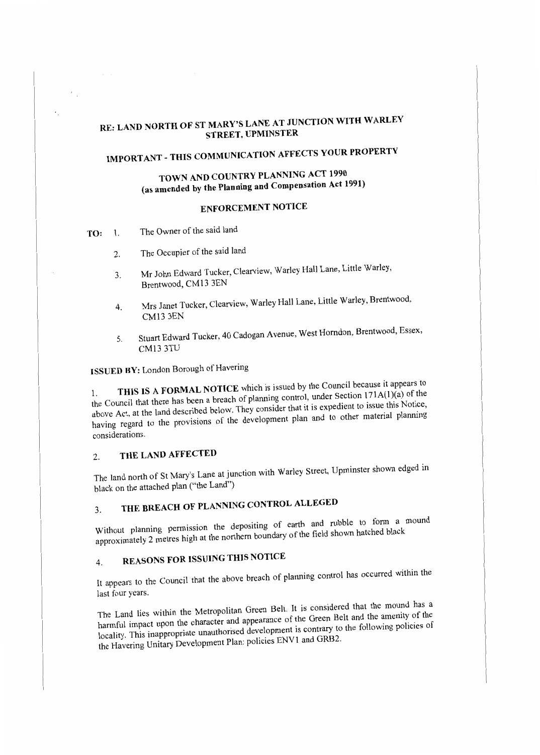# RE: LAND NORTH OF ST MARY'S LANE AT JUNCTION WITH WARLEY STREET, UPMINSTER

## IMPORTANT - THIS COMMUNICATION AFFECTS YOUR PROPERTY

## TOWN AND COUNTRY PLANNING ACT 1990 (as amended by the Planning and Compensation Act 1991)

## ENFORCEMENT NOTICE

**TO:**

1. The Owner of the said land
2. The Occupier of the said land
3. Mr John Edward Tucker, Clearview, Warley Hall Lane, Little Warley, Brentwood, CM13 3EN
4. Mrs Janet Tucker, Clearview, Warley Hall Lane, Little Warley, Brentwood, CM13 3EN
5. Stuart Edward Tucker, 40 Cadogan Avenue, West Horndon, Brentwood, Essex, CM13 3TU

**ISSUED BY:** London Borough of Havering

1. **THIS IS A FORMAL NOTICE** which is issued by the Council because it appears to the Council that there has been a breach of planning control, under Section 171A(1)(a) of the above Act, at the land described below. They consider that it is expedient to issue this Notice, having regard to the provisions of the development plan and to other material planning considerations.

## 2. THE LAND AFFECTED

The land north of St Mary's Lane at junction with Warley Street, Upminster shown edged in black on the attached plan ("the Land")

## 3. THE BREACH OF PLANNING CONTROL ALLEGED

Without planning permission the depositing of earth and rubble to form a mound approximately 2 metres high at the northern boundary of the field shown hatched black

## 4. REASONS FOR ISSUING THIS NOTICE

It appears to the Council that the above breach of planning control has occurred within the last four years.

The Land lies within the Metropolitan Green Belt. It is considered that the mound has a harmful impact upon the character and appearance of the Green Belt and the amenity of the locality. This inappropriate unauthorised development is contrary to the following policies of the Havering Unitary Development Plan: policies ENV1 and GRB2.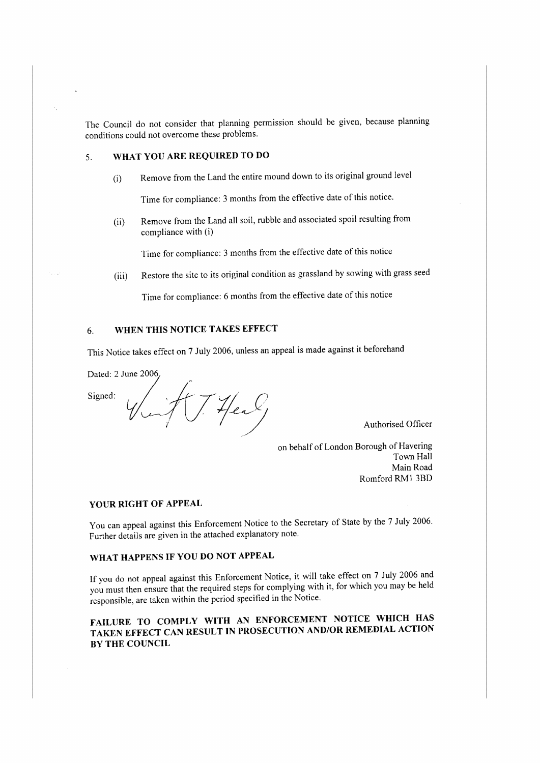The Council do not consider that planning permission should be given, because planning conditions could not overcome these problems.

## 5. WHAT YOU ARE REQUIRED TO DO

(i) Remove from the Land the entire mound down to its original ground level

Time for compliance: 3 months from the effective date of this notice.

(ii) Remove from the Land all soil, rubble and associated spoil resulting from compliance with (i)

Time for compliance: 3 months from the effective date of this notice

(iii) Restore the site to its original condition as grassland by sowing with grass seed

Time for compliance: 6 months from the effective date of this notice

## 6. WHEN THIS NOTICE TAKES EFFECT

This Notice takes effect on 7 July 2006, unless an appeal is made against it beforehand

Dated: 2 June 2006

Signed:

Authorised Officer

on behalf of London Borough of Havering
Town Hall
Main Road
Romford RM1 3BD

## YOUR RIGHT OF APPEAL

You can appeal against this Enforcement Notice to the Secretary of State by the 7 July 2006. Further details are given in the attached explanatory note.

## WHAT HAPPENS IF YOU DO NOT APPEAL

If you do not appeal against this Enforcement Notice, it will take effect on 7 July 2006 and you must then ensure that the required steps for complying with it, for which you may be held responsible, are taken within the period specified in the Notice.

**FAILURE TO COMPLY WITH AN ENFORCEMENT NOTICE WHICH HAS TAKEN EFFECT CAN RESULT IN PROSECUTION AND/OR REMEDIAL ACTION BY THE COUNCIL**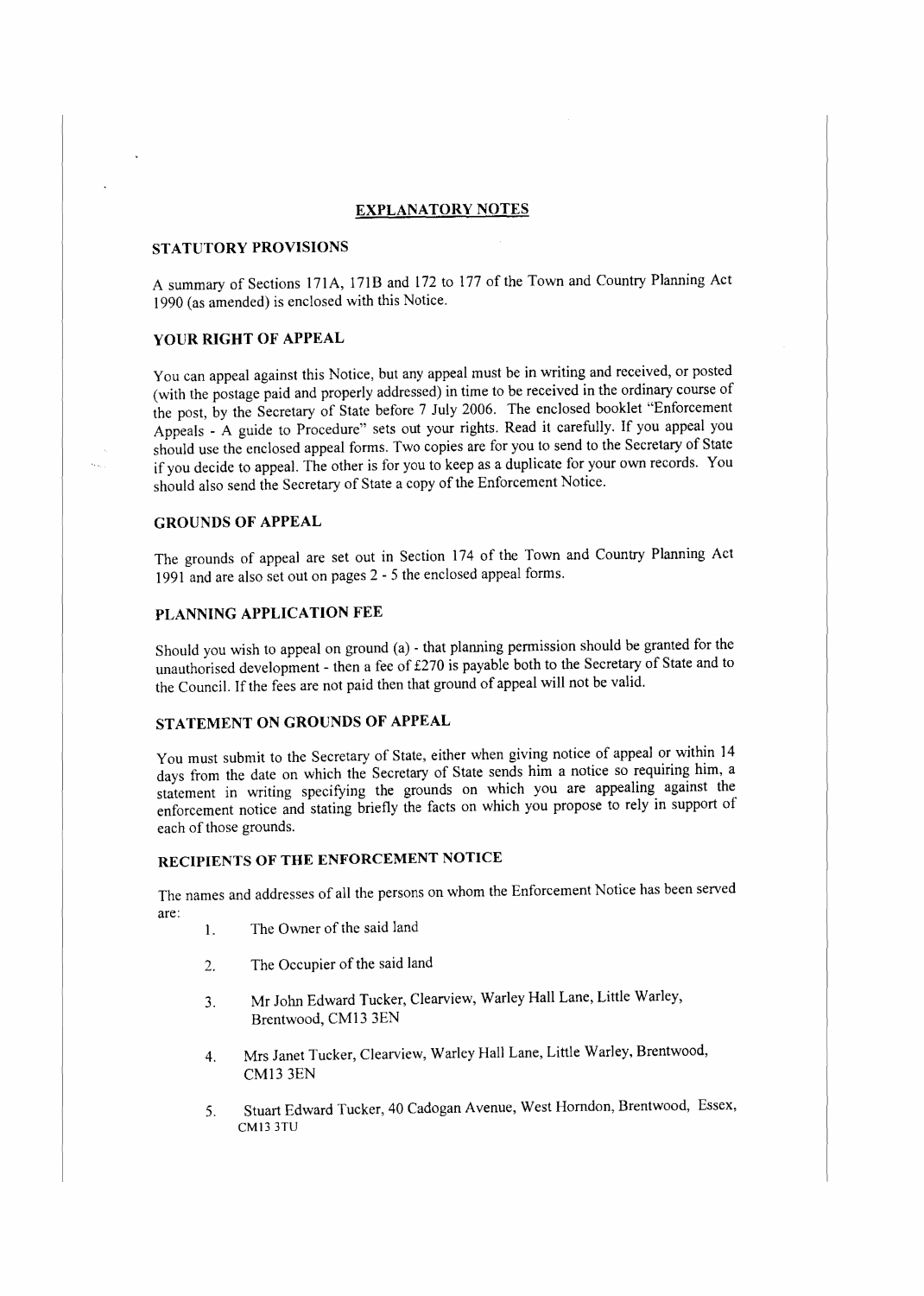## EXPLANATORY NOTES

### STATUTORY PROVISIONS

A summary of Sections 171A, 171B and 172 to 177 of the Town and Country Planning Act 1990 (as amended) is enclosed with this Notice.

### YOUR RIGHT OF APPEAL

You can appeal against this Notice, but any appeal must be in writing and received, or posted (with the postage paid and properly addressed) in time to be received in the ordinary course of the post, by the Secretary of State before 7 July 2006. The enclosed booklet "Enforcement Appeals - A guide to Procedure" sets out your rights. Read it carefully. If you appeal you should use the enclosed appeal forms. Two copies are for you to send to the Secretary of State if you decide to appeal. The other is for you to keep as a duplicate for your own records. You should also send the Secretary of State a copy of the Enforcement Notice.

### GROUNDS OF APPEAL

The grounds of appeal are set out in Section 174 of the Town and Country Planning Act 1991 and are also set out on pages 2 - 5 the enclosed appeal forms.

### PLANNING APPLICATION FEE

Should you wish to appeal on ground (a) - that planning permission should be granted for the unauthorised development - then a fee of £270 is payable both to the Secretary of State and to the Council. If the fees are not paid then that ground of appeal will not be valid.

### STATEMENT ON GROUNDS OF APPEAL

You must submit to the Secretary of State, either when giving notice of appeal or within 14 days from the date on which the Secretary of State sends him a notice so requiring him, a statement in writing specifying the grounds on which you are appealing against the enforcement notice and stating briefly the facts on which you propose to rely in support of each of those grounds.

### RECIPIENTS OF THE ENFORCEMENT NOTICE

The names and addresses of all the persons on whom the Enforcement Notice has been served are:

1. The Owner of the said land
2. The Occupier of the said land
3. Mr John Edward Tucker, Clearview, Warley Hall Lane, Little Warley, Brentwood, CM13 3EN
4. Mrs Janet Tucker, Clearview, Warley Hall Lane, Little Warley, Brentwood, CM13 3EN
5. Stuart Edward Tucker, 40 Cadogan Avenue, West Horndon, Brentwood, Essex, CM13 3TU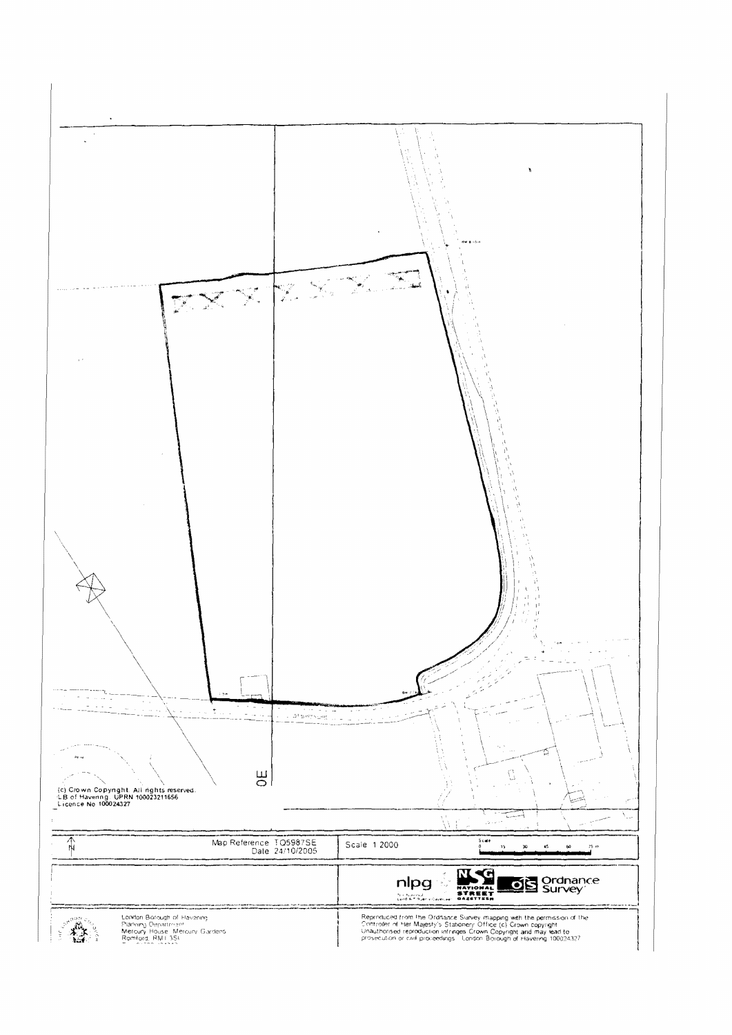(c) Crown Copyright. All rights reserved.
LB of Havering. UPRN 100023211656
Licence No 100024327

Map Reference TQ5987SE
Date 24/10/2005

Scale 1:2000

Scale
0 15 30 45 60 75 m

nlpg

NSG NATIONAL STREET GAZETTEER

OS Ordnance Survey

London Borough of Havering
Planning Department
Mercury House, Mercury Gardens
Romford, RM1 3SL

Reproduced from the Ordnance Survey mapping with the permission of the Controller of Her Majesty's Stationery Office (c) Crown copyright. Unauthorised reproduction infringes Crown Copyright and may lead to prosecution or civil proceedings. London Borough of Havering 100024327